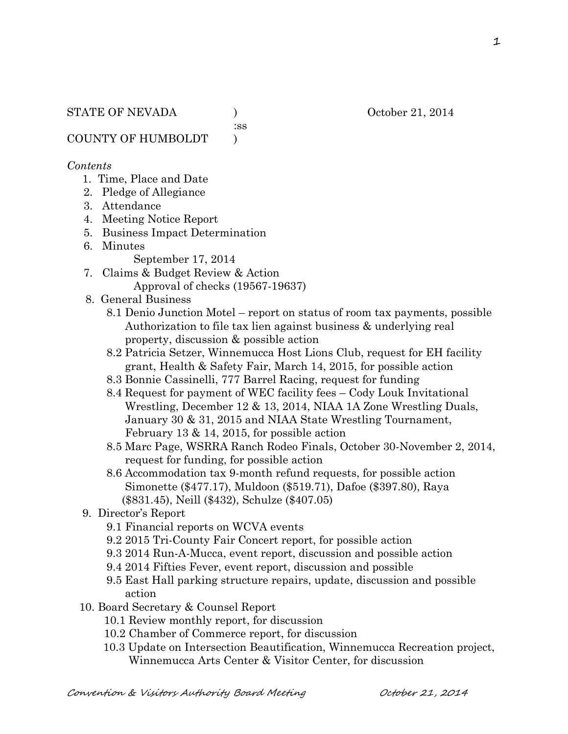STATE OF NEVADA )  
:ss  
COUNTY OF HUMBOLDT )

October 21, 2014

*Contents*

1. Time, Place and Date
2. Pledge of Allegiance
3. Attendance
4. Meeting Notice Report
5. Business Impact Determination
6. Minutes
   September 17, 2014
7. Claims & Budget Review & Action
   Approval of checks (19567-19637)
8. General Business
   - 8.1 Denio Junction Motel – report on status of room tax payments, possible Authorization to file tax lien against business & underlying real property, discussion & possible action
   - 8.2 Patricia Setzer, Winnemucca Host Lions Club, request for EH facility grant, Health & Safety Fair, March 14, 2015, for possible action
   - 8.3 Bonnie Cassinelli, 777 Barrel Racing, request for funding
   - 8.4 Request for payment of WEC facility fees – Cody Louk Invitational Wrestling, December 12 & 13, 2014, NIAA 1A Zone Wrestling Duals, January 30 & 31, 2015 and NIAA State Wrestling Tournament, February 13 & 14, 2015, for possible action
   - 8.5 Marc Page, WSRRA Ranch Rodeo Finals, October 30-November 2, 2014, request for funding, for possible action
   - 8.6 Accommodation tax 9-month refund requests, for possible action Simonette ($477.17), Muldoon ($519.71), Dafoe ($397.80), Raya ($831.45), Neill ($432), Schulze ($407.05)
9. Director's Report
   - 9.1 Financial reports on WCVA events
   - 9.2 2015 Tri-County Fair Concert report, for possible action
   - 9.3 2014 Run-A-Mucca, event report, discussion and possible action
   - 9.4 2014 Fifties Fever, event report, discussion and possible
   - 9.5 East Hall parking structure repairs, update, discussion and possible action
10. Board Secretary & Counsel Report
    - 10.1 Review monthly report, for discussion
    - 10.2 Chamber of Commerce report, for discussion
    - 10.3 Update on Intersection Beautification, Winnemucca Recreation project, Winnemucca Arts Center & Visitor Center, for discussion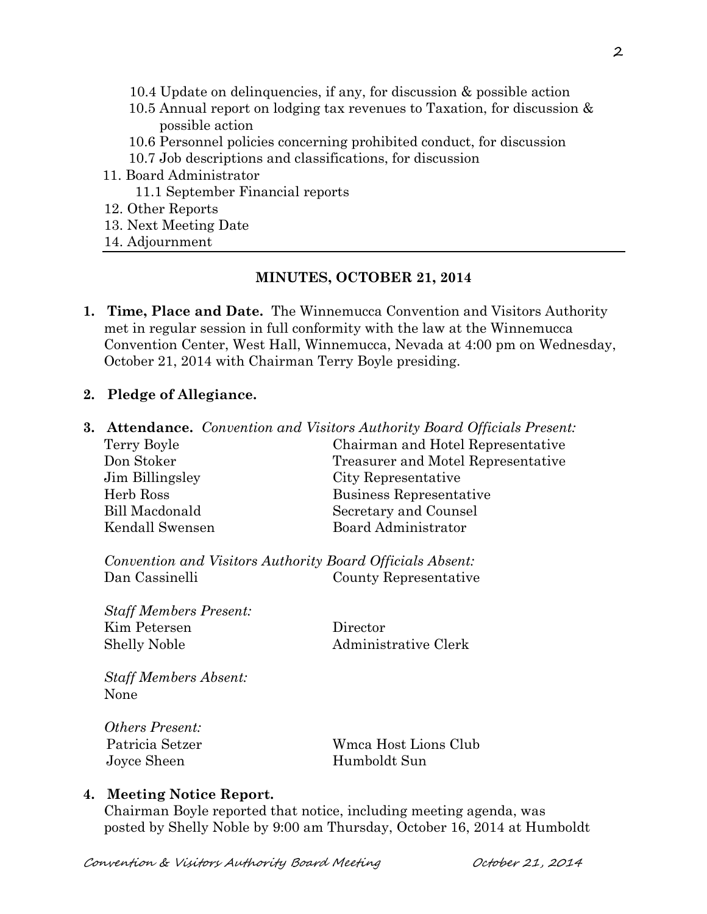10.4 Update on delinquencies, if any, for discussion & possible action
10.5 Annual report on lodging tax revenues to Taxation, for discussion & possible action
10.6 Personnel policies concerning prohibited conduct, for discussion
10.7 Job descriptions and classifications, for discussion

11. Board Administrator
    11.1 September Financial reports
12. Other Reports
13. Next Meeting Date
14. Adjournment

---

**MINUTES, OCTOBER 21, 2014**

1. **Time, Place and Date.** The Winnemucca Convention and Visitors Authority met in regular session in full conformity with the law at the Winnemucca Convention Center, West Hall, Winnemucca, Nevada at 4:00 pm on Wednesday, October 21, 2014 with Chairman Terry Boyle presiding.

2. **Pledge of Allegiance.**

3. **Attendance.** *Convention and Visitors Authority Board Officials Present:*

| | |
|---|---|
| Terry Boyle | Chairman and Hotel Representative |
| Don Stoker | Treasurer and Motel Representative |
| Jim Billingsley | City Representative |
| Herb Ross | Business Representative |
| Bill Macdonald | Secretary and Counsel |
| Kendall Swensen | Board Administrator |

*Convention and Visitors Authority Board Officials Absent:*

| | |
|---|---|
| Dan Cassinelli | County Representative |

*Staff Members Present:*

| | |
|---|---|
| Kim Petersen | Director |
| Shelly Noble | Administrative Clerk |

*Staff Members Absent:*
None

*Others Present:*

| | |
|---|---|
| Patricia Setzer | Wmca Host Lions Club |
| Joyce Sheen | Humboldt Sun |

4. **Meeting Notice Report.**
Chairman Boyle reported that notice, including meeting agenda, was posted by Shelly Noble by 9:00 am Thursday, October 16, 2014 at Humboldt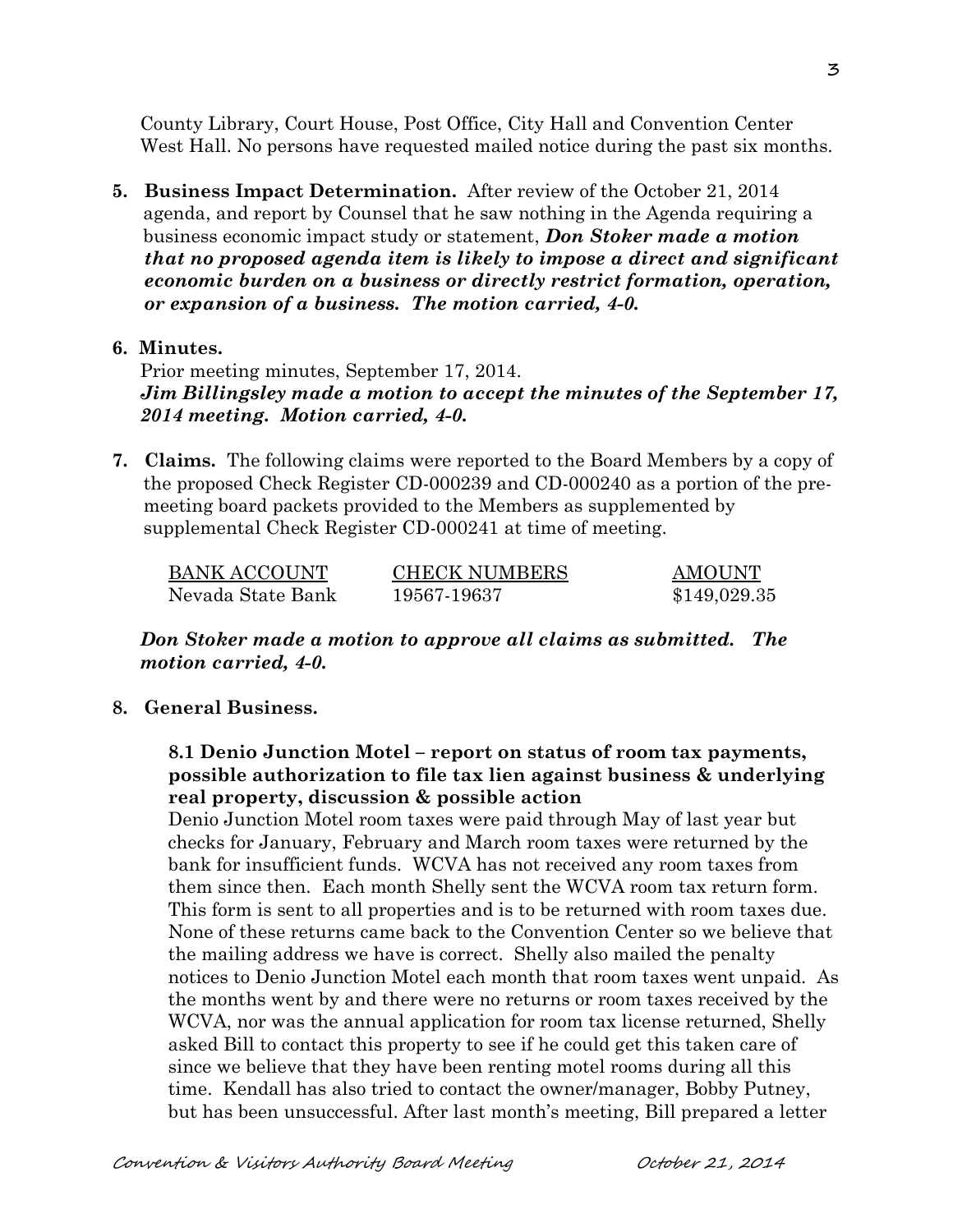County Library, Court House, Post Office, City Hall and Convention Center West Hall. No persons have requested mailed notice during the past six months.

**5. Business Impact Determination.** After review of the October 21, 2014 agenda, and report by Counsel that he saw nothing in the Agenda requiring a business economic impact study or statement, ***Don Stoker made a motion that no proposed agenda item is likely to impose a direct and significant economic burden on a business or directly restrict formation, operation, or expansion of a business. The motion carried, 4-0.***

**6. Minutes.**

Prior meeting minutes, September 17, 2014.

***Jim Billingsley made a motion to accept the minutes of the September 17, 2014 meeting. Motion carried, 4-0.***

**7. Claims.** The following claims were reported to the Board Members by a copy of the proposed Check Register CD-000239 and CD-000240 as a portion of the pre-meeting board packets provided to the Members as supplemented by supplemental Check Register CD-000241 at time of meeting.

| BANK ACCOUNT | CHECK NUMBERS | AMOUNT |
|---|---|---|
| Nevada State Bank | 19567-19637 | $149,029.35 |

***Don Stoker made a motion to approve all claims as submitted. The motion carried, 4-0.***

**8. General Business.**

**8.1 Denio Junction Motel – report on status of room tax payments, possible authorization to file tax lien against business & underlying real property, discussion & possible action**

Denio Junction Motel room taxes were paid through May of last year but checks for January, February and March room taxes were returned by the bank for insufficient funds. WCVA has not received any room taxes from them since then. Each month Shelly sent the WCVA room tax return form. This form is sent to all properties and is to be returned with room taxes due. None of these returns came back to the Convention Center so we believe that the mailing address we have is correct. Shelly also mailed the penalty notices to Denio Junction Motel each month that room taxes went unpaid. As the months went by and there were no returns or room taxes received by the WCVA, nor was the annual application for room tax license returned, Shelly asked Bill to contact this property to see if he could get this taken care of since we believe that they have been renting motel rooms during all this time. Kendall has also tried to contact the owner/manager, Bobby Putney, but has been unsuccessful. After last month's meeting, Bill prepared a letter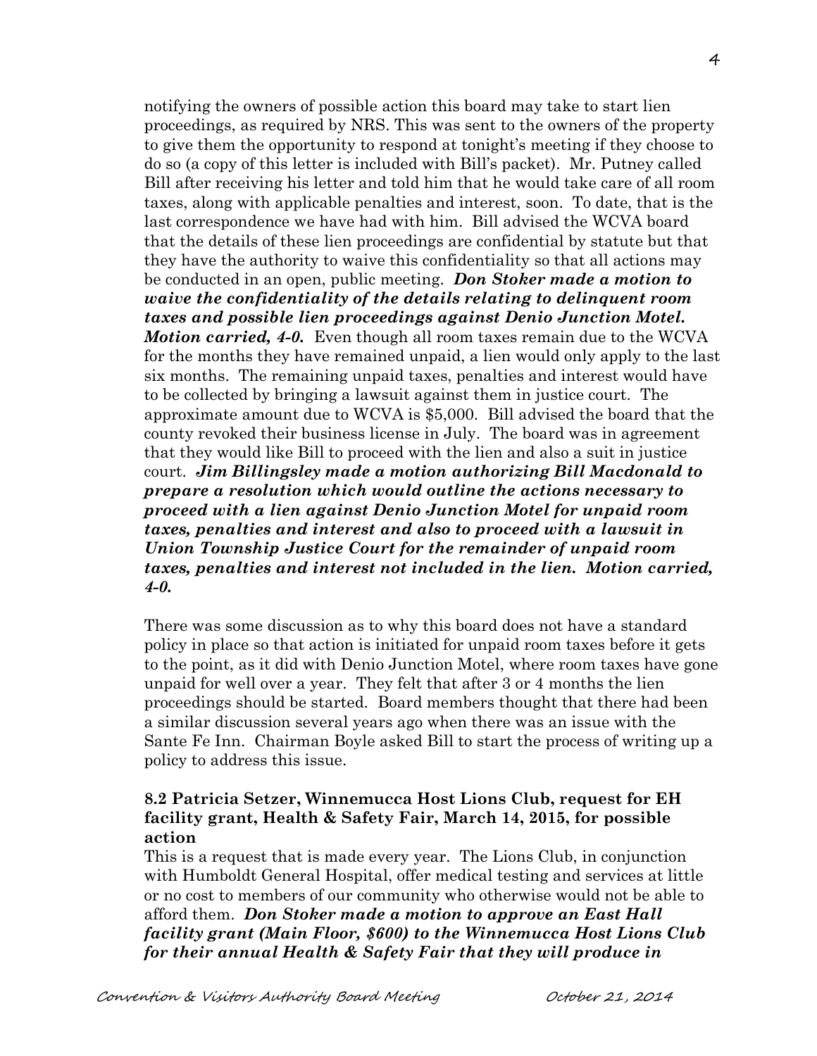notifying the owners of possible action this board may take to start lien proceedings, as required by NRS. This was sent to the owners of the property to give them the opportunity to respond at tonight's meeting if they choose to do so (a copy of this letter is included with Bill's packet). Mr. Putney called Bill after receiving his letter and told him that he would take care of all room taxes, along with applicable penalties and interest, soon. To date, that is the last correspondence we have had with him. Bill advised the WCVA board that the details of these lien proceedings are confidential by statute but that they have the authority to waive this confidentiality so that all actions may be conducted in an open, public meeting. ***Don Stoker made a motion to waive the confidentiality of the details relating to delinquent room taxes and possible lien proceedings against Denio Junction Motel. Motion carried, 4-0.*** Even though all room taxes remain due to the WCVA for the months they have remained unpaid, a lien would only apply to the last six months. The remaining unpaid taxes, penalties and interest would have to be collected by bringing a lawsuit against them in justice court. The approximate amount due to WCVA is $5,000. Bill advised the board that the county revoked their business license in July. The board was in agreement that they would like Bill to proceed with the lien and also a suit in justice court. ***Jim Billingsley made a motion authorizing Bill Macdonald to prepare a resolution which would outline the actions necessary to proceed with a lien against Denio Junction Motel for unpaid room taxes, penalties and interest and also to proceed with a lawsuit in Union Township Justice Court for the remainder of unpaid room taxes, penalties and interest not included in the lien. Motion carried, 4-0.***

There was some discussion as to why this board does not have a standard policy in place so that action is initiated for unpaid room taxes before it gets to the point, as it did with Denio Junction Motel, where room taxes have gone unpaid for well over a year. They felt that after 3 or 4 months the lien proceedings should be started. Board members thought that there had been a similar discussion several years ago when there was an issue with the Sante Fe Inn. Chairman Boyle asked Bill to start the process of writing up a policy to address this issue.

**8.2 Patricia Setzer, Winnemucca Host Lions Club, request for EH facility grant, Health & Safety Fair, March 14, 2015, for possible action**

This is a request that is made every year. The Lions Club, in conjunction with Humboldt General Hospital, offer medical testing and services at little or no cost to members of our community who otherwise would not be able to afford them. ***Don Stoker made a motion to approve an East Hall facility grant (Main Floor, $600) to the Winnemucca Host Lions Club for their annual Health & Safety Fair that they will produce in***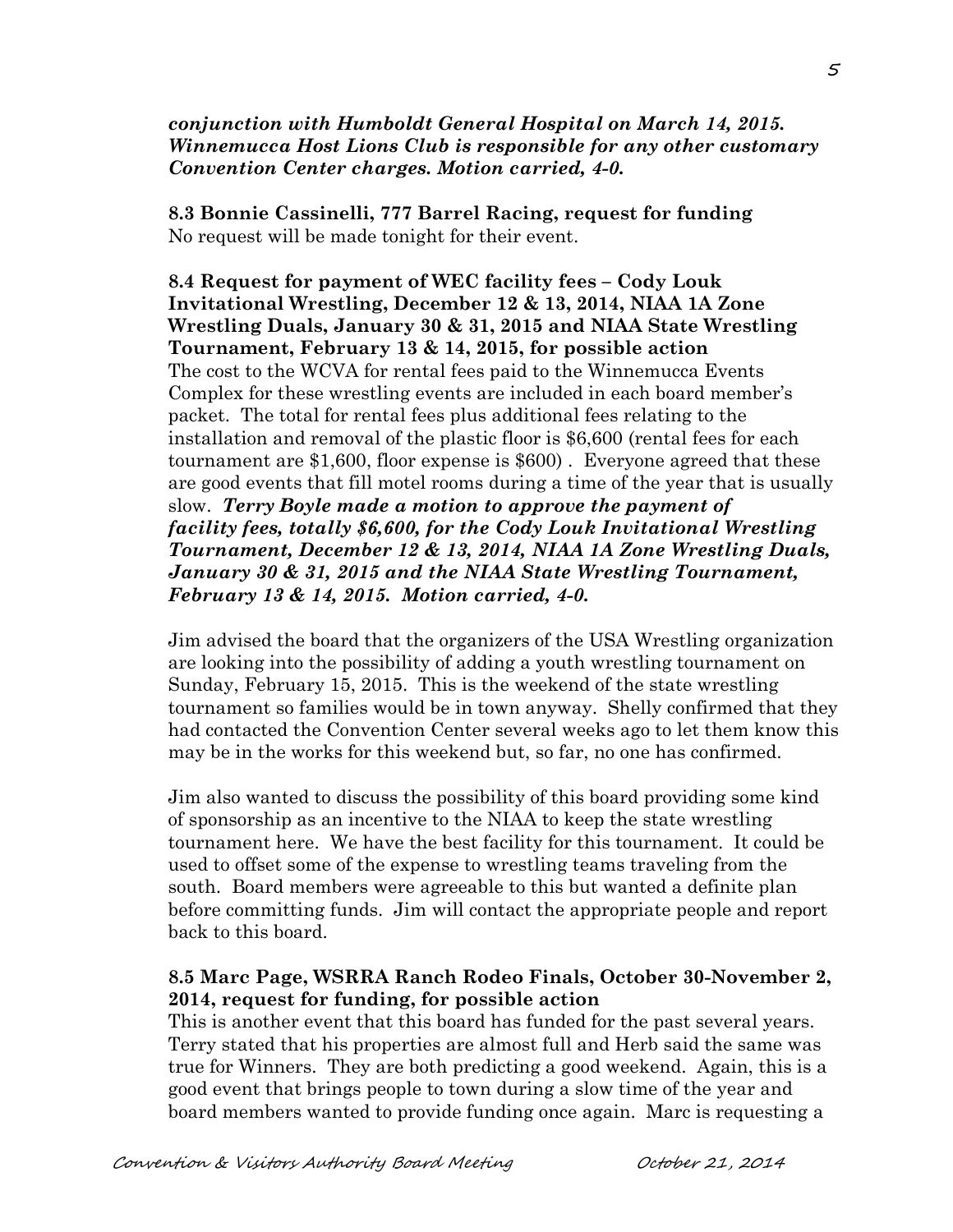***conjunction with Humboldt General Hospital on March 14, 2015. Winnemucca Host Lions Club is responsible for any other customary Convention Center charges. Motion carried, 4-0.***

**8.3 Bonnie Cassinelli, 777 Barrel Racing, request for funding**
No request will be made tonight for their event.

**8.4 Request for payment of WEC facility fees – Cody Louk Invitational Wrestling, December 12 & 13, 2014, NIAA 1A Zone Wrestling Duals, January 30 & 31, 2015 and NIAA State Wrestling Tournament, February 13 & 14, 2015, for possible action**
The cost to the WCVA for rental fees paid to the Winnemucca Events Complex for these wrestling events are included in each board member's packet. The total for rental fees plus additional fees relating to the installation and removal of the plastic floor is $6,600 (rental fees for each tournament are $1,600, floor expense is $600) . Everyone agreed that these are good events that fill motel rooms during a time of the year that is usually slow. ***Terry Boyle made a motion to approve the payment of facility fees, totally $6,600, for the Cody Louk Invitational Wrestling Tournament, December 12 & 13, 2014, NIAA 1A Zone Wrestling Duals, January 30 & 31, 2015 and the NIAA State Wrestling Tournament, February 13 & 14, 2015. Motion carried, 4-0.***

Jim advised the board that the organizers of the USA Wrestling organization are looking into the possibility of adding a youth wrestling tournament on Sunday, February 15, 2015. This is the weekend of the state wrestling tournament so families would be in town anyway. Shelly confirmed that they had contacted the Convention Center several weeks ago to let them know this may be in the works for this weekend but, so far, no one has confirmed.

Jim also wanted to discuss the possibility of this board providing some kind of sponsorship as an incentive to the NIAA to keep the state wrestling tournament here. We have the best facility for this tournament. It could be used to offset some of the expense to wrestling teams traveling from the south. Board members were agreeable to this but wanted a definite plan before committing funds. Jim will contact the appropriate people and report back to this board.

**8.5 Marc Page, WSRRA Ranch Rodeo Finals, October 30-November 2, 2014, request for funding, for possible action**
This is another event that this board has funded for the past several years. Terry stated that his properties are almost full and Herb said the same was true for Winners. They are both predicting a good weekend. Again, this is a good event that brings people to town during a slow time of the year and board members wanted to provide funding once again. Marc is requesting a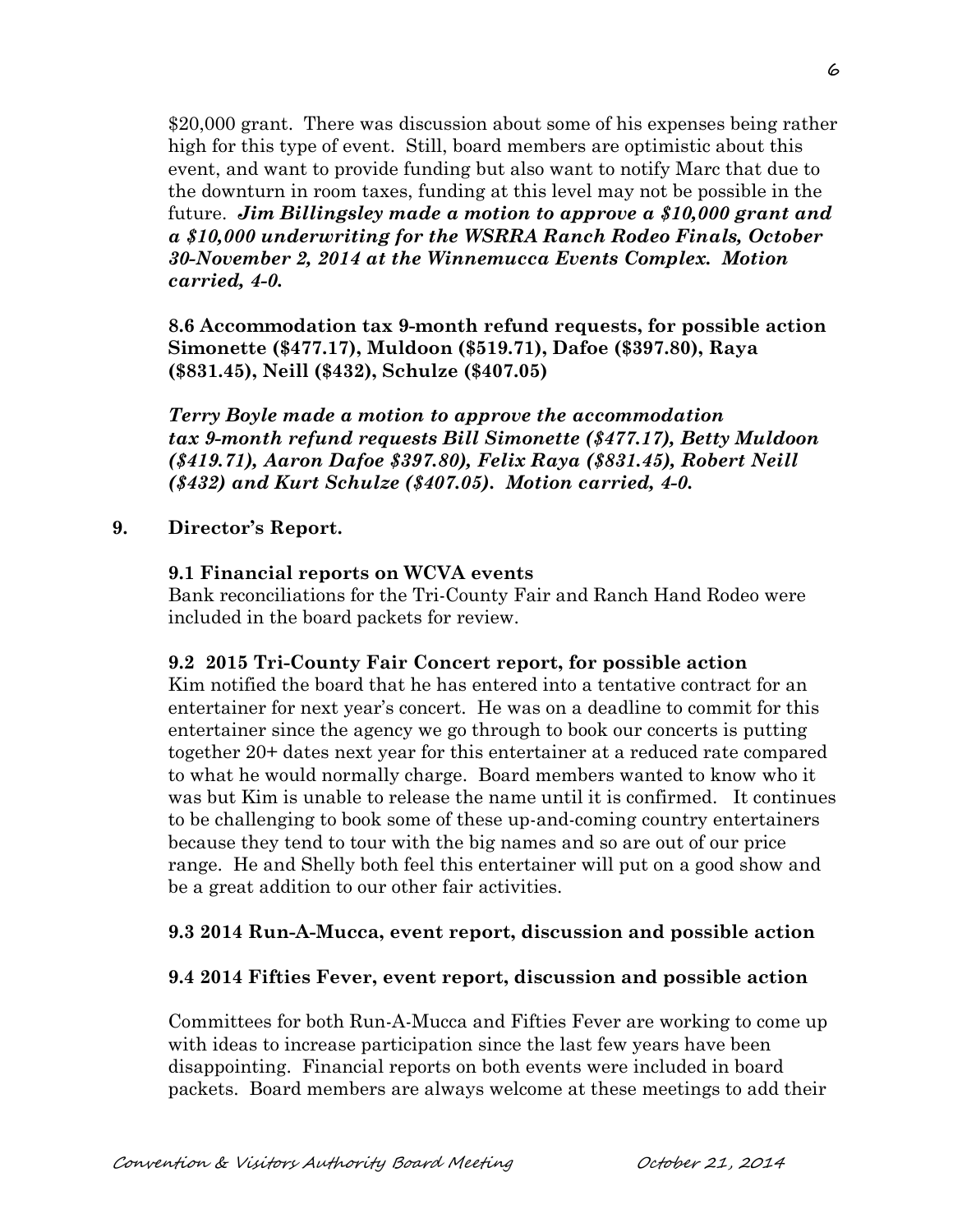$20,000 grant. There was discussion about some of his expenses being rather high for this type of event. Still, board members are optimistic about this event, and want to provide funding but also want to notify Marc that due to the downturn in room taxes, funding at this level may not be possible in the future. ***Jim Billingsley made a motion to approve a $10,000 grant and a $10,000 underwriting for the WSRRA Ranch Rodeo Finals, October 30-November 2, 2014 at the Winnemucca Events Complex. Motion carried, 4-0.***

**8.6 Accommodation tax 9-month refund requests, for possible action Simonette ($477.17), Muldoon ($519.71), Dafoe ($397.80), Raya ($831.45), Neill ($432), Schulze ($407.05)**

***Terry Boyle made a motion to approve the accommodation tax 9-month refund requests Bill Simonette ($477.17), Betty Muldoon ($419.71), Aaron Dafoe $397.80), Felix Raya ($831.45), Robert Neill ($432) and Kurt Schulze ($407.05). Motion carried, 4-0.***

**9. Director's Report.**

**9.1 Financial reports on WCVA events**

Bank reconciliations for the Tri-County Fair and Ranch Hand Rodeo were included in the board packets for review.

**9.2 2015 Tri-County Fair Concert report, for possible action**

Kim notified the board that he has entered into a tentative contract for an entertainer for next year's concert. He was on a deadline to commit for this entertainer since the agency we go through to book our concerts is putting together 20+ dates next year for this entertainer at a reduced rate compared to what he would normally charge. Board members wanted to know who it was but Kim is unable to release the name until it is confirmed. It continues to be challenging to book some of these up-and-coming country entertainers because they tend to tour with the big names and so are out of our price range. He and Shelly both feel this entertainer will put on a good show and be a great addition to our other fair activities.

**9.3 2014 Run-A-Mucca, event report, discussion and possible action**

**9.4 2014 Fifties Fever, event report, discussion and possible action**

Committees for both Run-A-Mucca and Fifties Fever are working to come up with ideas to increase participation since the last few years have been disappointing. Financial reports on both events were included in board packets. Board members are always welcome at these meetings to add their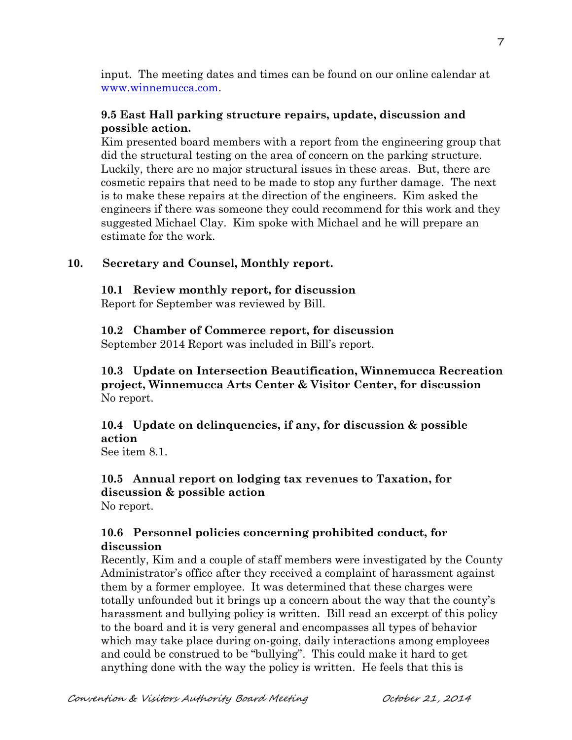input. The meeting dates and times can be found on our online calendar at [www.winnemucca.com](http://www.winnemucca.com).

**9.5 East Hall parking structure repairs, update, discussion and possible action.**

Kim presented board members with a report from the engineering group that did the structural testing on the area of concern on the parking structure. Luckily, there are no major structural issues in these areas. But, there are cosmetic repairs that need to be made to stop any further damage. The next is to make these repairs at the direction of the engineers. Kim asked the engineers if there was someone they could recommend for this work and they suggested Michael Clay. Kim spoke with Michael and he will prepare an estimate for the work.

## 10. Secretary and Counsel, Monthly report.

**10.1 Review monthly report, for discussion**

Report for September was reviewed by Bill.

**10.2 Chamber of Commerce report, for discussion**

September 2014 Report was included in Bill's report.

**10.3 Update on Intersection Beautification, Winnemucca Recreation project, Winnemucca Arts Center & Visitor Center, for discussion**

No report.

**10.4 Update on delinquencies, if any, for discussion & possible action**

See item 8.1.

**10.5 Annual report on lodging tax revenues to Taxation, for discussion & possible action**

No report.

**10.6 Personnel policies concerning prohibited conduct, for discussion**

Recently, Kim and a couple of staff members were investigated by the County Administrator's office after they received a complaint of harassment against them by a former employee. It was determined that these charges were totally unfounded but it brings up a concern about the way that the county's harassment and bullying policy is written. Bill read an excerpt of this policy to the board and it is very general and encompasses all types of behavior which may take place during on-going, daily interactions among employees and could be construed to be "bullying". This could make it hard to get anything done with the way the policy is written. He feels that this is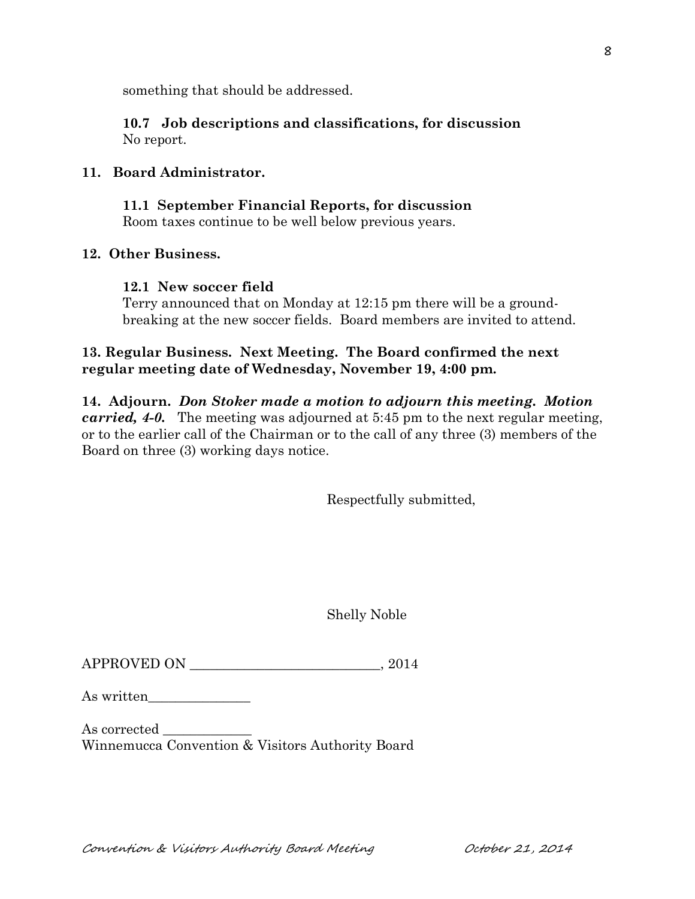something that should be addressed.

**10.7 Job descriptions and classifications, for discussion**
No report.

**11. Board Administrator.**

**11.1 September Financial Reports, for discussion**
Room taxes continue to be well below previous years.

**12. Other Business.**

**12.1 New soccer field**
Terry announced that on Monday at 12:15 pm there will be a ground-breaking at the new soccer fields. Board members are invited to attend.

**13. Regular Business. Next Meeting. The Board confirmed the next regular meeting date of Wednesday, November 19, 4:00 pm.**

**14. Adjourn.** ***Don Stoker made a motion to adjourn this meeting. Motion carried, 4-0.*** The meeting was adjourned at 5:45 pm to the next regular meeting, or to the earlier call of the Chairman or to the call of any three (3) members of the Board on three (3) working days notice.

Respectfully submitted,

Shelly Noble

APPROVED ON ___________________________, 2014

As written_______________

As corrected _____________
Winnemucca Convention & Visitors Authority Board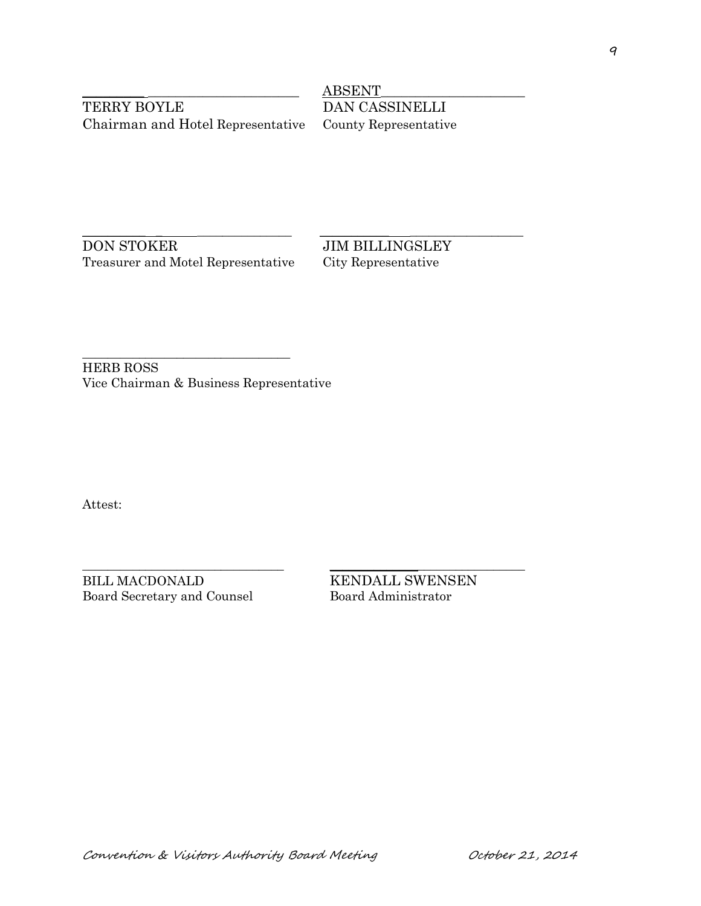TERRY BOYLE
Chairman and Hotel Representative

ABSENT
DAN CASSINELLI
County Representative

DON STOKER
Treasurer and Motel Representative

JIM BILLINGSLEY
City Representative

HERB ROSS
Vice Chairman & Business Representative

Attest:

BILL MACDONALD
Board Secretary and Counsel

KENDALL SWENSEN
Board Administrator